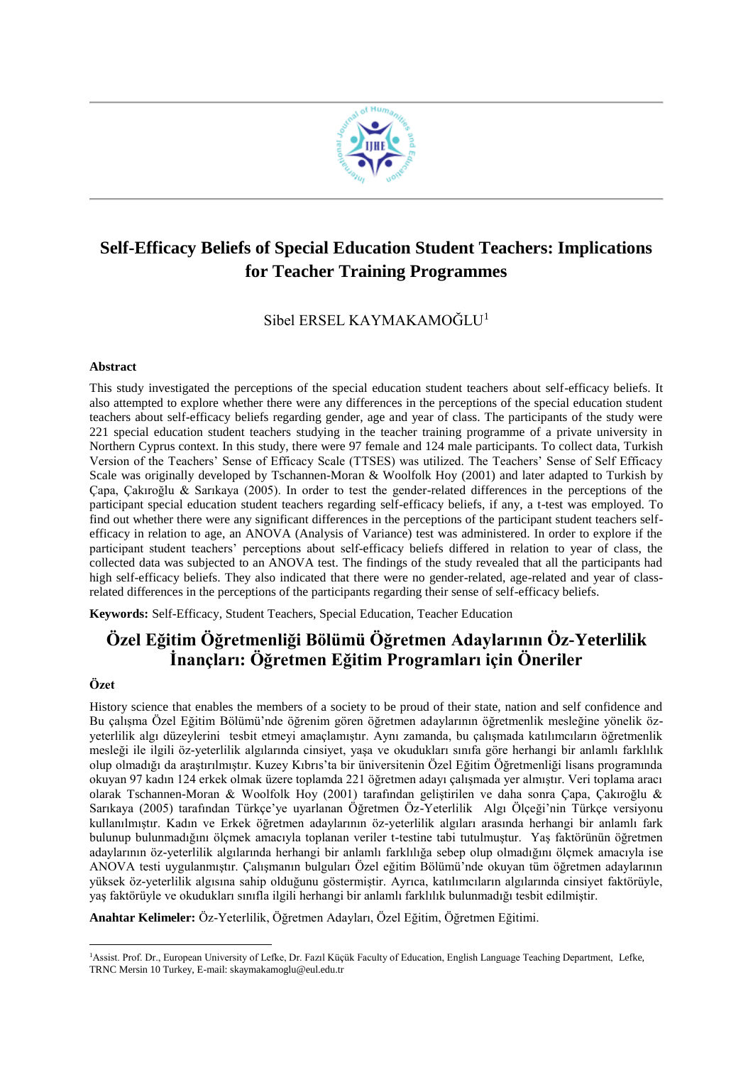# Self-Efficacy Beliefs of Special Education Student Teachers: Implications for Teacher Training Programmes

Sibel ERSEL KAYMAKAMOĞLU[1]

**Abstract**

This study investigated the perceptions of the special education student teachers about self-efficacy beliefs. It also attempted to explore whether there were any differences in the perceptions of the special education student teachers about self-efficacy beliefs regarding gender, age and year of class. The participants of the study were 221 special education student teachers studying in the teacher training programme of a private university in Northern Cyprus context. In this study, there were 97 female and 124 male participants. To collect data, Turkish Version of the Teachers' Sense of Efficacy Scale (TTSES) was utilized. The Teachers' Sense of Self Efficacy Scale was originally developed by Tschannen-Moran & Woolfolk Hoy (2001) and later adapted to Turkish by Çapa, Çakıroğlu & Sarıkaya (2005). In order to test the gender-related differences in the perceptions of the participant special education student teachers regarding self-efficacy beliefs, if any, a t-test was employed. To find out whether there were any significant differences in the perceptions of the participant student teachers self-efficacy in relation to age, an ANOVA (Analysis of Variance) test was administered. In order to explore if the participant student teachers' perceptions about self-efficacy beliefs differed in relation to year of class, the collected data was subjected to an ANOVA test. The findings of the study revealed that all the participants had high self-efficacy beliefs. They also indicated that there were no gender-related, age-related and year of class-related differences in the perceptions of the participants regarding their sense of self-efficacy beliefs.

**Keywords:** Self-Efficacy, Student Teachers, Special Education, Teacher Education

# Özel Eğitim Öğretmenliği Bölümü Öğretmen Adaylarının Öz-Yeterlilik İnançları: Öğretmen Eğitim Programları için Öneriler

**Özet**

History science that enables the members of a society to be proud of their state, nation and self confidence and Bu çalışma Özel Eğitim Bölümü'nde öğrenim gören öğretmen adaylarının öğretmenlik mesleğine yönelik öz-yeterlilik algı düzeylerini tesbit etmeyi amaçlamıştır. Aynı zamanda, bu çalışmada katılımcıların öğretmenlik mesleği ile ilgili öz-yeterlilik algılarında cinsiyet, yaşa ve okudukları sınıfa göre herhangi bir anlamlı farklılık olup olmadığı da araştırılmıştır. Kuzey Kıbrıs'ta bir üniversitenin Özel Eğitim Öğretmenliği lisans programında okuyan 97 kadın 124 erkek olmak üzere toplamda 221 öğretmen adayı çalışmada yer almıştır. Veri toplama aracı olarak Tschannen-Moran & Woolfolk Hoy (2001) tarafından geliştirilen ve daha sonra Çapa, Çakıroğlu & Sarıkaya (2005) tarafından Türkçe'ye uyarlanan Öğretmen Öz-Yeterlilik Algı Ölçeği'nin Türkçe versiyonu kullanılmıştır. Kadın ve Erkek öğretmen adaylarının öz-yeterlilik algıları arasında herhangi bir anlamlı fark bulunup bulunmadığını ölçmek amacıyla toplanan veriler t-testine tabi tutulmuştur. Yaş faktörünün öğretmen adaylarının öz-yeterlilik algılarında herhangi bir anlamlı farklılığa sebep olup olmadığını ölçmek amacıyla ise ANOVA testi uygulanmıştır. Çalışmanın bulguları Özel eğitim Bölümü'nde okuyan tüm öğretmen adaylarının yüksek öz-yeterlilik algısına sahip olduğunu göstermiştir. Ayrıca, katılımcıların algılarında cinsiyet faktörüyle, yaş faktörüyle ve okudukları sınıfla ilgili herhangi bir anlamlı farklılık bulunmadığı tesbit edilmiştir.

**Anahtar Kelimeler:** Öz-Yeterlilik, Öğretmen Adayları, Özel Eğitim, Öğretmen Eğitimi.

---

[1]Assist. Prof. Dr., European University of Lefke, Dr. Fazıl Küçük Faculty of Education, English Language Teaching Department, Lefke, TRNC Mersin 10 Turkey, E-mail: skaymakamoglu@eul.edu.tr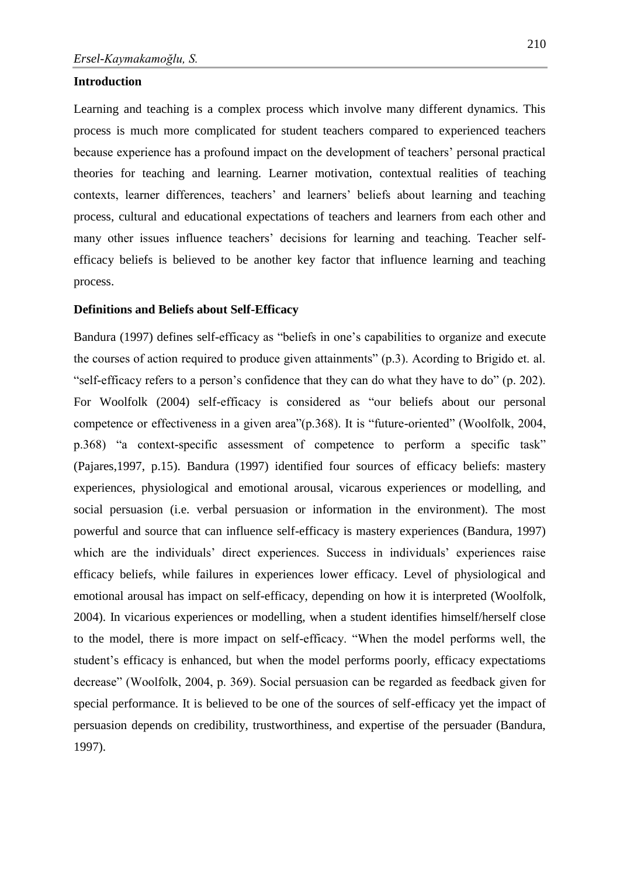## Introduction

Learning and teaching is a complex process which involve many different dynamics. This process is much more complicated for student teachers compared to experienced teachers because experience has a profound impact on the development of teachers' personal practical theories for teaching and learning. Learner motivation, contextual realities of teaching contexts, learner differences, teachers' and learners' beliefs about learning and teaching process, cultural and educational expectations of teachers and learners from each other and many other issues influence teachers' decisions for learning and teaching. Teacher self-efficacy beliefs is believed to be another key factor that influence learning and teaching process.

### Definitions and Beliefs about Self-Efficacy

Bandura (1997) defines self-efficacy as "beliefs in one's capabilities to organize and execute the courses of action required to produce given attainments" (p.3). Acording to Brigido et. al. "self-efficacy refers to a person's confidence that they can do what they have to do" (p. 202). For Woolfolk (2004) self-efficacy is considered as "our beliefs about our personal competence or effectiveness in a given area"(p.368). It is "future-oriented" (Woolfolk, 2004, p.368) "a context-specific assessment of competence to perform a specific task" (Pajares,1997, p.15). Bandura (1997) identified four sources of efficacy beliefs: mastery experiences, physiological and emotional arousal, vicarous experiences or modelling, and social persuasion (i.e. verbal persuasion or information in the environment). The most powerful and source that can influence self-efficacy is mastery experiences (Bandura, 1997) which are the individuals' direct experiences. Success in individuals' experiences raise efficacy beliefs, while failures in experiences lower efficacy. Level of physiological and emotional arousal has impact on self-efficacy, depending on how it is interpreted (Woolfolk, 2004). In vicarious experiences or modelling, when a student identifies himself/herself close to the model, there is more impact on self-efficacy. "When the model performs well, the student's efficacy is enhanced, but when the model performs poorly, efficacy expectatioms decrease" (Woolfolk, 2004, p. 369). Social persuasion can be regarded as feedback given for special performance. It is believed to be one of the sources of self-efficacy yet the impact of persuasion depends on credibility, trustworthiness, and expertise of the persuader (Bandura, 1997).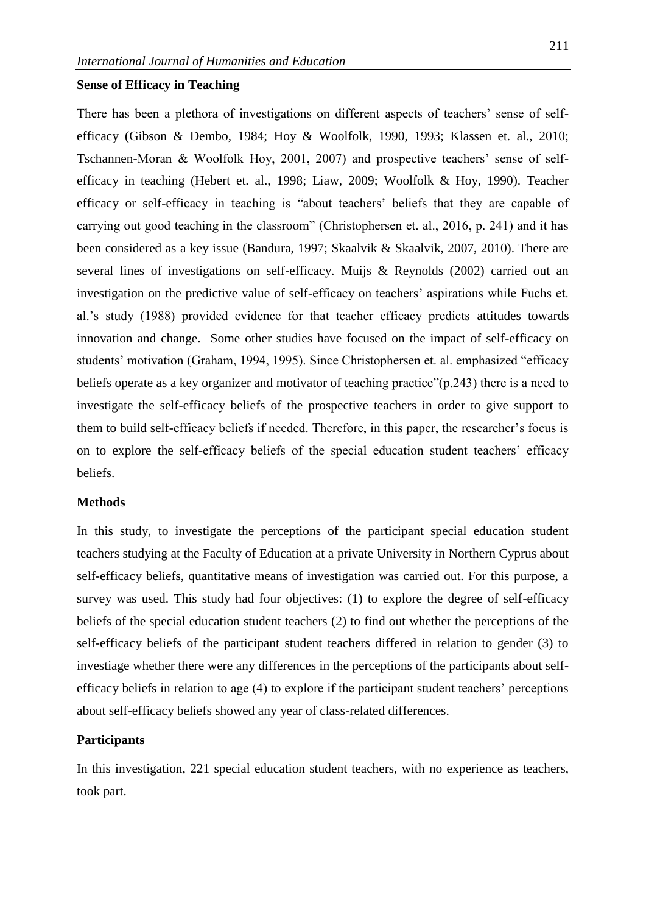## Sense of Efficacy in Teaching

There has been a plethora of investigations on different aspects of teachers' sense of self-efficacy (Gibson & Dembo, 1984; Hoy & Woolfolk, 1990, 1993; Klassen et. al., 2010; Tschannen-Moran & Woolfolk Hoy, 2001, 2007) and prospective teachers' sense of self-efficacy in teaching (Hebert et. al., 1998; Liaw, 2009; Woolfolk & Hoy, 1990). Teacher efficacy or self-efficacy in teaching is "about teachers' beliefs that they are capable of carrying out good teaching in the classroom" (Christophersen et. al., 2016, p. 241) and it has been considered as a key issue (Bandura, 1997; Skaalvik & Skaalvik, 2007, 2010). There are several lines of investigations on self-efficacy. Muijs & Reynolds (2002) carried out an investigation on the predictive value of self-efficacy on teachers' aspirations while Fuchs et. al.'s study (1988) provided evidence for that teacher efficacy predicts attitudes towards innovation and change. Some other studies have focused on the impact of self-efficacy on students' motivation (Graham, 1994, 1995). Since Christophersen et. al. emphasized "efficacy beliefs operate as a key organizer and motivator of teaching practice"(p.243) there is a need to investigate the self-efficacy beliefs of the prospective teachers in order to give support to them to build self-efficacy beliefs if needed. Therefore, in this paper, the researcher's focus is on to explore the self-efficacy beliefs of the special education student teachers' efficacy beliefs.

## Methods

In this study, to investigate the perceptions of the participant special education student teachers studying at the Faculty of Education at a private University in Northern Cyprus about self-efficacy beliefs, quantitative means of investigation was carried out. For this purpose, a survey was used. This study had four objectives: (1) to explore the degree of self-efficacy beliefs of the special education student teachers (2) to find out whether the perceptions of the self-efficacy beliefs of the participant student teachers differed in relation to gender (3) to investiage whether there were any differences in the perceptions of the participants about self-efficacy beliefs in relation to age (4) to explore if the participant student teachers' perceptions about self-efficacy beliefs showed any year of class-related differences.

## Participants

In this investigation, 221 special education student teachers, with no experience as teachers, took part.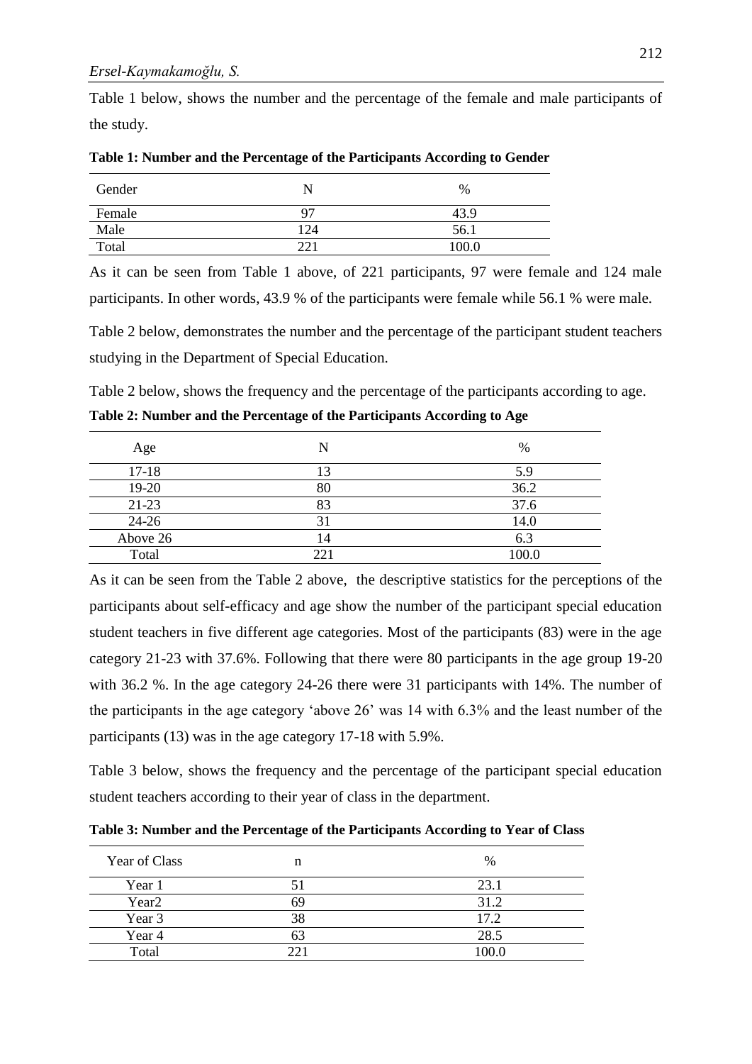Table 1 below, shows the number and the percentage of the female and male participants of the study.

**Table 1: Number and the Percentage of the Participants According to Gender**

| Gender | N | % |
|---|---|---|
| Female | 97 | 43.9 |
| Male | 124 | 56.1 |
| Total | 221 | 100.0 |

As it can be seen from Table 1 above, of 221 participants, 97 were female and 124 male participants. In other words, 43.9 % of the participants were female while 56.1 % were male.

Table 2 below, demonstrates the number and the percentage of the participant student teachers studying in the Department of Special Education.

Table 2 below, shows the frequency and the percentage of the participants according to age.

**Table 2: Number and the Percentage of the Participants According to Age**

| Age | N | % |
|---|---|---|
| 17-18 | 13 | 5.9 |
| 19-20 | 80 | 36.2 |
| 21-23 | 83 | 37.6 |
| 24-26 | 31 | 14.0 |
| Above 26 | 14 | 6.3 |
| Total | 221 | 100.0 |

As it can be seen from the Table 2 above, the descriptive statistics for the perceptions of the participants about self-efficacy and age show the number of the participant special education student teachers in five different age categories. Most of the participants (83) were in the age category 21-23 with 37.6%. Following that there were 80 participants in the age group 19-20 with 36.2 %. In the age category 24-26 there were 31 participants with 14%. The number of the participants in the age category 'above 26' was 14 with 6.3% and the least number of the participants (13) was in the age category 17-18 with 5.9%.

Table 3 below, shows the frequency and the percentage of the participant special education student teachers according to their year of class in the department.

**Table 3: Number and the Percentage of the Participants According to Year of Class**

| Year of Class | n | % |
|---|---|---|
| Year 1 | 51 | 23.1 |
| Year2 | 69 | 31.2 |
| Year 3 | 38 | 17.2 |
| Year 4 | 63 | 28.5 |
| Total | 221 | 100.0 |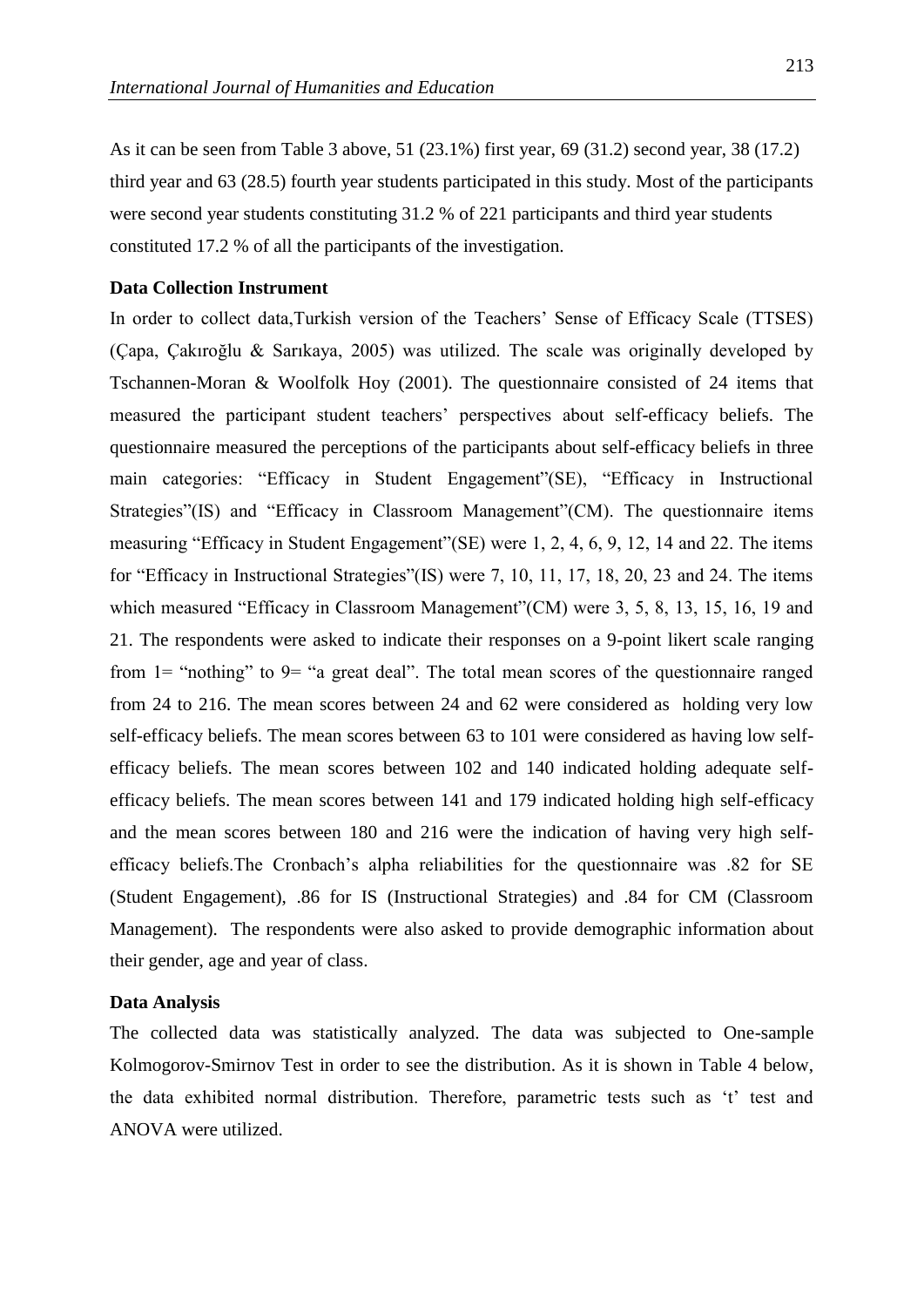As it can be seen from Table 3 above, 51 (23.1%) first year, 69 (31.2) second year, 38 (17.2) third year and 63 (28.5) fourth year students participated in this study. Most of the participants were second year students constituting 31.2 % of 221 participants and third year students constituted 17.2 % of all the participants of the investigation.

**Data Collection Instrument**

In order to collect data,Turkish version of the Teachers' Sense of Efficacy Scale (TTSES) (Çapa, Çakıroğlu & Sarıkaya, 2005) was utilized. The scale was originally developed by Tschannen-Moran & Woolfolk Hoy (2001). The questionnaire consisted of 24 items that measured the participant student teachers' perspectives about self-efficacy beliefs. The questionnaire measured the perceptions of the participants about self-efficacy beliefs in three main categories: "Efficacy in Student Engagement"(SE), "Efficacy in Instructional Strategies"(IS) and "Efficacy in Classroom Management"(CM). The questionnaire items measuring "Efficacy in Student Engagement"(SE) were 1, 2, 4, 6, 9, 12, 14 and 22. The items for "Efficacy in Instructional Strategies"(IS) were 7, 10, 11, 17, 18, 20, 23 and 24. The items which measured "Efficacy in Classroom Management"(CM) were 3, 5, 8, 13, 15, 16, 19 and 21. The respondents were asked to indicate their responses on a 9-point likert scale ranging from 1= "nothing" to 9= "a great deal". The total mean scores of the questionnaire ranged from 24 to 216. The mean scores between 24 and 62 were considered as holding very low self-efficacy beliefs. The mean scores between 63 to 101 were considered as having low self-efficacy beliefs. The mean scores between 102 and 140 indicated holding adequate self-efficacy beliefs. The mean scores between 141 and 179 indicated holding high self-efficacy and the mean scores between 180 and 216 were the indication of having very high self-efficacy beliefs.The Cronbach's alpha reliabilities for the questionnaire was .82 for SE (Student Engagement), .86 for IS (Instructional Strategies) and .84 for CM (Classroom Management). The respondents were also asked to provide demographic information about their gender, age and year of class.

**Data Analysis**

The collected data was statistically analyzed. The data was subjected to One-sample Kolmogorov-Smirnov Test in order to see the distribution. As it is shown in Table 4 below, the data exhibited normal distribution. Therefore, parametric tests such as 't' test and ANOVA were utilized.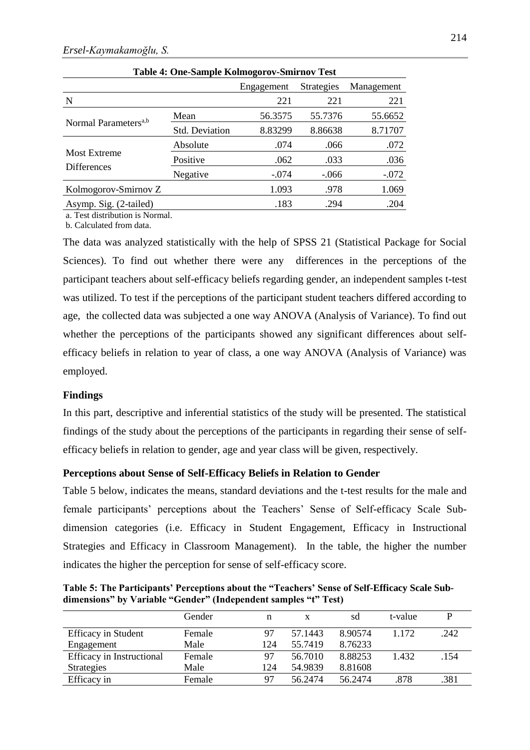**Table 4: One-Sample Kolmogorov-Smirnov Test**

| | | Engagement | Strategies | Management |
|---|---|---|---|---|
| N | | 221 | 221 | 221 |
| Normal Parameters[a,b] | Mean | 56.3575 | 55.7376 | 55.6652 |
| | Std. Deviation | 8.83299 | 8.86638 | 8.71707 |
| Most Extreme Differences | Absolute | .074 | .066 | .072 |
| | Positive | .062 | .033 | .036 |
| | Negative | -.074 | -.066 | -.072 |
| Kolmogorov-Smirnov Z | | 1.093 | .978 | 1.069 |
| Asymp. Sig. (2-tailed) | | .183 | .294 | .204 |

a. Test distribution is Normal.

b. Calculated from data.

The data was analyzed statistically with the help of SPSS 21 (Statistical Package for Social Sciences). To find out whether there were any differences in the perceptions of the participant teachers about self-efficacy beliefs regarding gender, an independent samples t-test was utilized. To test if the perceptions of the participant student teachers differed according to age, the collected data was subjected a one way ANOVA (Analysis of Variance). To find out whether the perceptions of the participants showed any significant differences about self-efficacy beliefs in relation to year of class, a one way ANOVA (Analysis of Variance) was employed.

## Findings

In this part, descriptive and inferential statistics of the study will be presented. The statistical findings of the study about the perceptions of the participants in regarding their sense of self-efficacy beliefs in relation to gender, age and year class will be given, respectively.

### Perceptions about Sense of Self-Efficacy Beliefs in Relation to Gender

Table 5 below, indicates the means, standard deviations and the t-test results for the male and female participants' perceptions about the Teachers' Sense of Self-efficacy Scale Sub-dimension categories (i.e. Efficacy in Student Engagement, Efficacy in Instructional Strategies and Efficacy in Classroom Management). In the table, the higher the number indicates the higher the perception for sense of self-efficacy score.

**Table 5: The Participants' Perceptions about the "Teachers' Sense of Self-Efficacy Scale Sub-dimensions" by Variable "Gender" (Independent samples "t" Test)**

| | Gender | n | x | sd | t-value | P |
|---|---|---|---|---|---|---|
| Efficacy in Student Engagement | Female | 97 | 57.1443 | 8.90574 | 1.172 | .242 |
| | Male | 124 | 55.7419 | 8.76233 | | |
| Efficacy in Instructional Strategies | Female | 97 | 56.7010 | 8.88253 | 1.432 | .154 |
| | Male | 124 | 54.9839 | 8.81608 | | |
| Efficacy in | Female | 97 | 56.2474 | 56.2474 | .878 | .381 |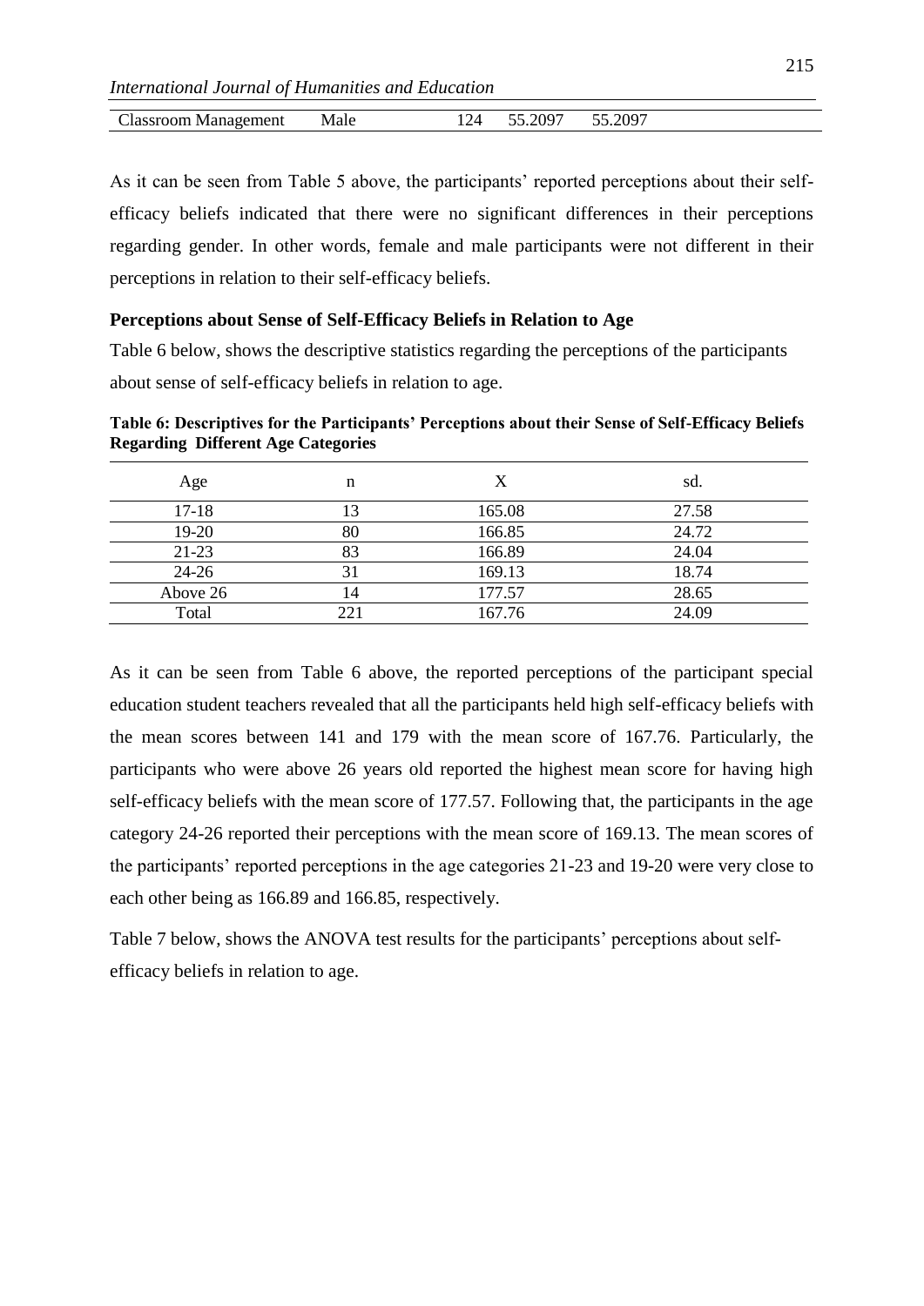| Classroom Management | Male | 124 | 55.2097 | 55.2097 |
|---|---|---|---|---|

As it can be seen from Table 5 above, the participants' reported perceptions about their self-efficacy beliefs indicated that there were no significant differences in their perceptions regarding gender. In other words, female and male participants were not different in their perceptions in relation to their self-efficacy beliefs.

### Perceptions about Sense of Self-Efficacy Beliefs in Relation to Age

Table 6 below, shows the descriptive statistics regarding the perceptions of the participants about sense of self-efficacy beliefs in relation to age.

**Table 6: Descriptives for the Participants' Perceptions about their Sense of Self-Efficacy Beliefs Regarding Different Age Categories**

| Age | n | X | sd. |
|---|---|---|---|
| 17-18 | 13 | 165.08 | 27.58 |
| 19-20 | 80 | 166.85 | 24.72 |
| 21-23 | 83 | 166.89 | 24.04 |
| 24-26 | 31 | 169.13 | 18.74 |
| Above 26 | 14 | 177.57 | 28.65 |
| Total | 221 | 167.76 | 24.09 |

As it can be seen from Table 6 above, the reported perceptions of the participant special education student teachers revealed that all the participants held high self-efficacy beliefs with the mean scores between 141 and 179 with the mean score of 167.76. Particularly, the participants who were above 26 years old reported the highest mean score for having high self-efficacy beliefs with the mean score of 177.57. Following that, the participants in the age category 24-26 reported their perceptions with the mean score of 169.13. The mean scores of the participants' reported perceptions in the age categories 21-23 and 19-20 were very close to each other being as 166.89 and 166.85, respectively.

Table 7 below, shows the ANOVA test results for the participants' perceptions about self-efficacy beliefs in relation to age.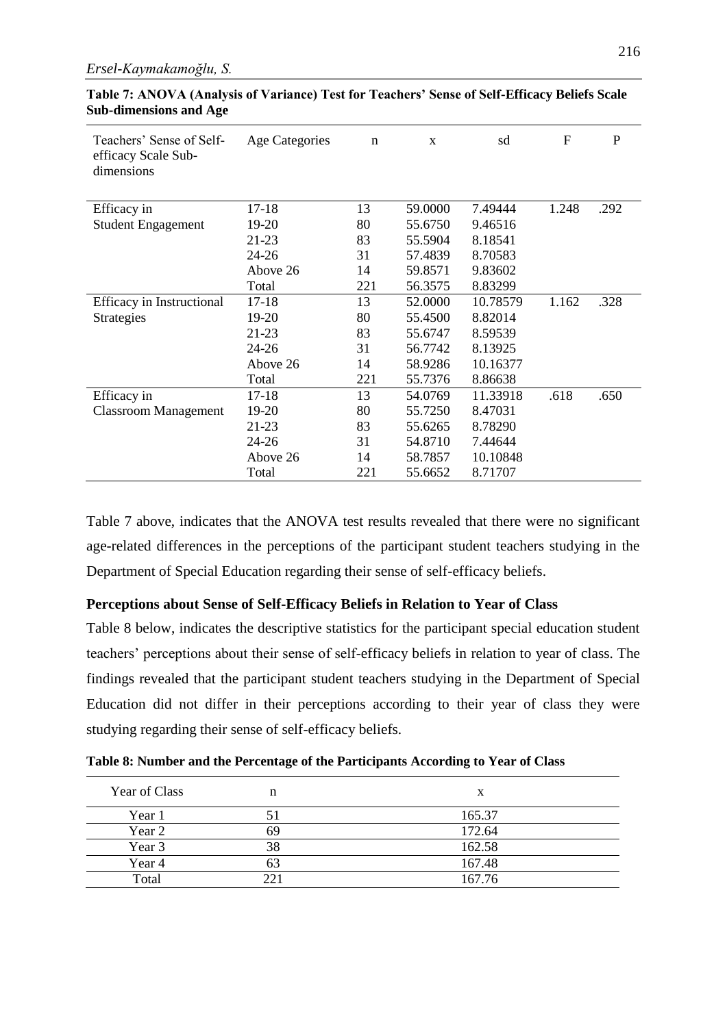**Table 7: ANOVA (Analysis of Variance) Test for Teachers' Sense of Self-Efficacy Beliefs Scale Sub-dimensions and Age**

| Teachers' Sense of Self-efficacy Scale Sub-dimensions | Age Categories | n | x | sd | F | P |
|---|---|---|---|---|---|---|
| Efficacy in Student Engagement | 17-18 | 13 | 59.0000 | 7.49444 | 1.248 | .292 |
| | 19-20 | 80 | 55.6750 | 9.46516 | | |
| | 21-23 | 83 | 55.5904 | 8.18541 | | |
| | 24-26 | 31 | 57.4839 | 8.70583 | | |
| | Above 26 | 14 | 59.8571 | 9.83602 | | |
| | Total | 221 | 56.3575 | 8.83299 | | |
| Efficacy in Instructional Strategies | 17-18 | 13 | 52.0000 | 10.78579 | 1.162 | .328 |
| | 19-20 | 80 | 55.4500 | 8.82014 | | |
| | 21-23 | 83 | 55.6747 | 8.59539 | | |
| | 24-26 | 31 | 56.7742 | 8.13925 | | |
| | Above 26 | 14 | 58.9286 | 10.16377 | | |
| | Total | 221 | 55.7376 | 8.86638 | | |
| Efficacy in Classroom Management | 17-18 | 13 | 54.0769 | 11.33918 | .618 | .650 |
| | 19-20 | 80 | 55.7250 | 8.47031 | | |
| | 21-23 | 83 | 55.6265 | 8.78290 | | |
| | 24-26 | 31 | 54.8710 | 7.44644 | | |
| | Above 26 | 14 | 58.7857 | 10.10848 | | |
| | Total | 221 | 55.6652 | 8.71707 | | |

Table 7 above, indicates that the ANOVA test results revealed that there were no significant age-related differences in the perceptions of the participant student teachers studying in the Department of Special Education regarding their sense of self-efficacy beliefs.

### Perceptions about Sense of Self-Efficacy Beliefs in Relation to Year of Class

Table 8 below, indicates the descriptive statistics for the participant special education student teachers' perceptions about their sense of self-efficacy beliefs in relation to year of class. The findings revealed that the participant student teachers studying in the Department of Special Education did not differ in their perceptions according to their year of class they were studying regarding their sense of self-efficacy beliefs.

**Table 8: Number and the Percentage of the Participants According to Year of Class**

| Year of Class | n | x |
|---|---|---|
| Year 1 | 51 | 165.37 |
| Year 2 | 69 | 172.64 |
| Year 3 | 38 | 162.58 |
| Year 4 | 63 | 167.48 |
| Total | 221 | 167.76 |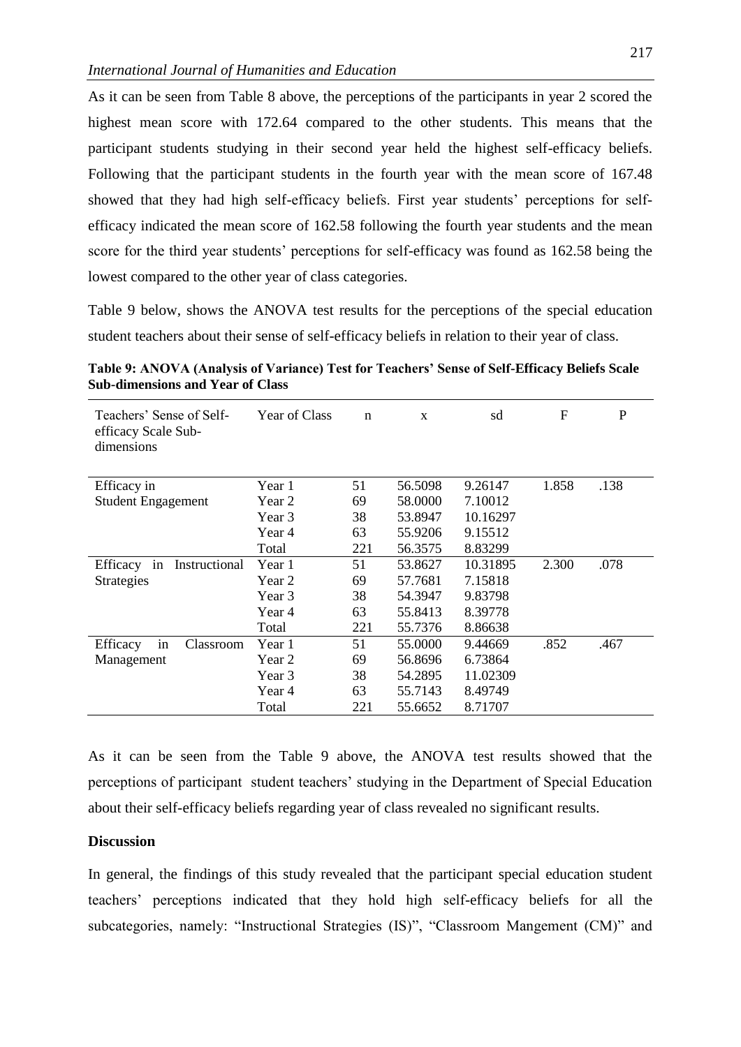As it can be seen from Table 8 above, the perceptions of the participants in year 2 scored the highest mean score with 172.64 compared to the other students. This means that the participant students studying in their second year held the highest self-efficacy beliefs. Following that the participant students in the fourth year with the mean score of 167.48 showed that they had high self-efficacy beliefs. First year students' perceptions for self-efficacy indicated the mean score of 162.58 following the fourth year students and the mean score for the third year students' perceptions for self-efficacy was found as 162.58 being the lowest compared to the other year of class categories.

Table 9 below, shows the ANOVA test results for the perceptions of the special education student teachers about their sense of self-efficacy beliefs in relation to their year of class.

**Table 9: ANOVA (Analysis of Variance) Test for Teachers' Sense of Self-Efficacy Beliefs Scale Sub-dimensions and Year of Class**

| Teachers' Sense of Self-efficacy Scale Sub-dimensions | Year of Class | n | x | sd | F | P |
|---|---|---|---|---|---|---|
| Efficacy in Student Engagement | Year 1 | 51 | 56.5098 | 9.26147 | 1.858 | .138 |
| | Year 2 | 69 | 58.0000 | 7.10012 | | |
| | Year 3 | 38 | 53.8947 | 10.16297 | | |
| | Year 4 | 63 | 55.9206 | 9.15512 | | |
| | Total | 221 | 56.3575 | 8.83299 | | |
| Efficacy in Instructional Strategies | Year 1 | 51 | 53.8627 | 10.31895 | 2.300 | .078 |
| | Year 2 | 69 | 57.7681 | 7.15818 | | |
| | Year 3 | 38 | 54.3947 | 9.83798 | | |
| | Year 4 | 63 | 55.8413 | 8.39778 | | |
| | Total | 221 | 55.7376 | 8.86638 | | |
| Efficacy in Classroom Management | Year 1 | 51 | 55.0000 | 9.44669 | .852 | .467 |
| | Year 2 | 69 | 56.8696 | 6.73864 | | |
| | Year 3 | 38 | 54.2895 | 11.02309 | | |
| | Year 4 | 63 | 55.7143 | 8.49749 | | |
| | Total | 221 | 55.6652 | 8.71707 | | |

As it can be seen from the Table 9 above, the ANOVA test results showed that the perceptions of participant student teachers' studying in the Department of Special Education about their self-efficacy beliefs regarding year of class revealed no significant results.

## Discussion

In general, the findings of this study revealed that the participant special education student teachers' perceptions indicated that they hold high self-efficacy beliefs for all the subcategories, namely: "Instructional Strategies (IS)", "Classroom Mangement (CM)" and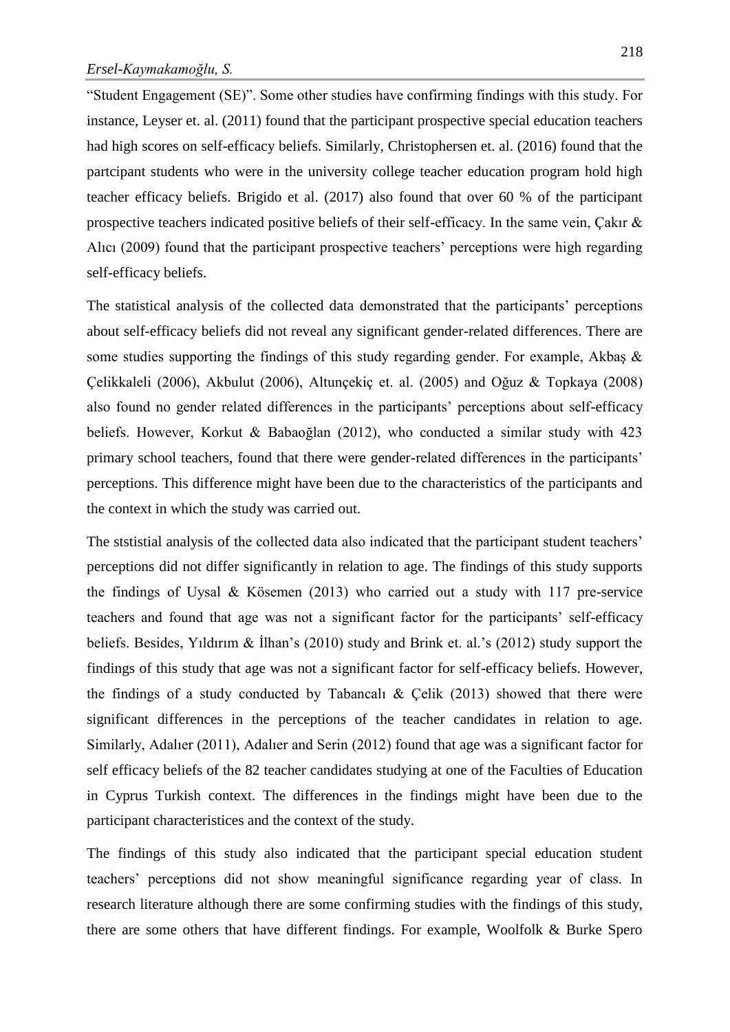"Student Engagement (SE)". Some other studies have confirming findings with this study. For instance, Leyser et. al. (2011) found that the participant prospective special education teachers had high scores on self-efficacy beliefs. Similarly, Christophersen et. al. (2016) found that the partcipant students who were in the university college teacher education program hold high teacher efficacy beliefs. Brigido et al. (2017) also found that over 60 % of the participant prospective teachers indicated positive beliefs of their self-efficacy. In the same vein, Çakır & Alıcı (2009) found that the participant prospective teachers' perceptions were high regarding self-efficacy beliefs.

The statistical analysis of the collected data demonstrated that the participants' perceptions about self-efficacy beliefs did not reveal any significant gender-related differences. There are some studies supporting the findings of this study regarding gender. For example, Akbaş & Çelikkaleli (2006), Akbulut (2006), Altunçekiç et. al. (2005) and Oğuz & Topkaya (2008) also found no gender related differences in the participants' perceptions about self-efficacy beliefs. However, Korkut & Babaoğlan (2012), who conducted a similar study with 423 primary school teachers, found that there were gender-related differences in the participants' perceptions. This difference might have been due to the characteristics of the participants and the context in which the study was carried out.

The ststistial analysis of the collected data also indicated that the participant student teachers' perceptions did not differ significantly in relation to age. The findings of this study supports the findings of Uysal & Kösemen (2013) who carried out a study with 117 pre-service teachers and found that age was not a significant factor for the participants' self-efficacy beliefs. Besides, Yıldırım & İlhan's (2010) study and Brink et. al.'s (2012) study support the findings of this study that age was not a significant factor for self-efficacy beliefs. However, the findings of a study conducted by Tabancalı & Çelik (2013) showed that there were significant differences in the perceptions of the teacher candidates in relation to age. Similarly, Adalıer (2011), Adalıer and Serin (2012) found that age was a significant factor for self efficacy beliefs of the 82 teacher candidates studying at one of the Faculties of Education in Cyprus Turkish context. The differences in the findings might have been due to the participant characteristices and the context of the study.

The findings of this study also indicated that the participant special education student teachers' perceptions did not show meaningful significance regarding year of class. In research literature although there are some confirming studies with the findings of this study, there are some others that have different findings. For example, Woolfolk & Burke Spero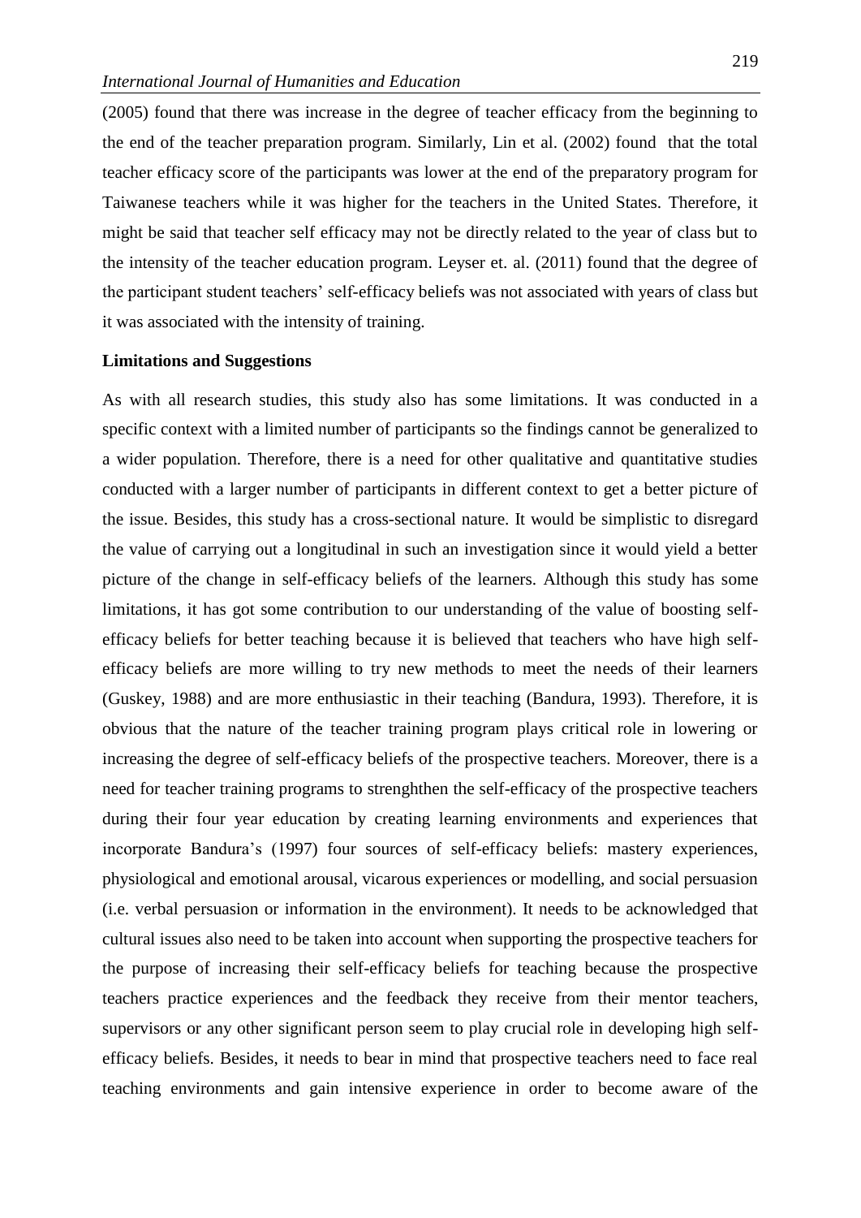(2005) found that there was increase in the degree of teacher efficacy from the beginning to the end of the teacher preparation program. Similarly, Lin et al. (2002) found that the total teacher efficacy score of the participants was lower at the end of the preparatory program for Taiwanese teachers while it was higher for the teachers in the United States. Therefore, it might be said that teacher self efficacy may not be directly related to the year of class but to the intensity of the teacher education program. Leyser et. al. (2011) found that the degree of the participant student teachers' self-efficacy beliefs was not associated with years of class but it was associated with the intensity of training.

**Limitations and Suggestions**

As with all research studies, this study also has some limitations. It was conducted in a specific context with a limited number of participants so the findings cannot be generalized to a wider population. Therefore, there is a need for other qualitative and quantitative studies conducted with a larger number of participants in different context to get a better picture of the issue. Besides, this study has a cross-sectional nature. It would be simplistic to disregard the value of carrying out a longitudinal in such an investigation since it would yield a better picture of the change in self-efficacy beliefs of the learners. Although this study has some limitations, it has got some contribution to our understanding of the value of boosting self-efficacy beliefs for better teaching because it is believed that teachers who have high self-efficacy beliefs are more willing to try new methods to meet the needs of their learners (Guskey, 1988) and are more enthusiastic in their teaching (Bandura, 1993). Therefore, it is obvious that the nature of the teacher training program plays critical role in lowering or increasing the degree of self-efficacy beliefs of the prospective teachers. Moreover, there is a need for teacher training programs to strenghthen the self-efficacy of the prospective teachers during their four year education by creating learning environments and experiences that incorporate Bandura's (1997) four sources of self-efficacy beliefs: mastery experiences, physiological and emotional arousal, vicarous experiences or modelling, and social persuasion (i.e. verbal persuasion or information in the environment). It needs to be acknowledged that cultural issues also need to be taken into account when supporting the prospective teachers for the purpose of increasing their self-efficacy beliefs for teaching because the prospective teachers practice experiences and the feedback they receive from their mentor teachers, supervisors or any other significant person seem to play crucial role in developing high self-efficacy beliefs. Besides, it needs to bear in mind that prospective teachers need to face real teaching environments and gain intensive experience in order to become aware of the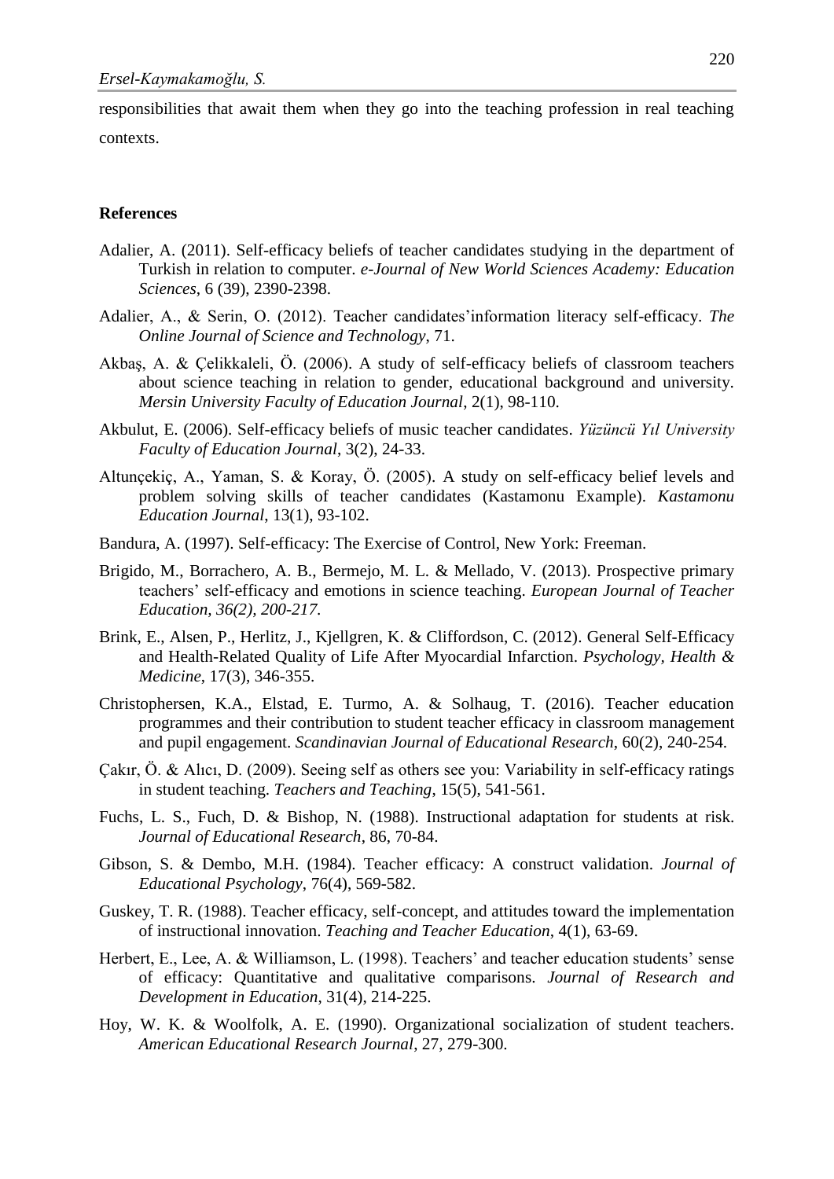responsibilities that await them when they go into the teaching profession in real teaching contexts.

## References

Adalier, A. (2011). Self-efficacy beliefs of teacher candidates studying in the department of Turkish in relation to computer. *e-Journal of New World Sciences Academy: Education Sciences*, 6 (39), 2390-2398.

Adalier, A., & Serin, O. (2012). Teacher candidates'information literacy self-efficacy. *The Online Journal of Science and Technology*, 71.

Akbaş, A. & Çelikkaleli, Ö. (2006). A study of self-efficacy beliefs of classroom teachers about science teaching in relation to gender, educational background and university. *Mersin University Faculty of Education Journal*, 2(1), 98-110.

Akbulut, E. (2006). Self-efficacy beliefs of music teacher candidates. *Yüzüncü Yıl University Faculty of Education Journal*, 3(2), 24-33.

Altunçekiç, A., Yaman, S. & Koray, Ö. (2005). A study on self-efficacy belief levels and problem solving skills of teacher candidates (Kastamonu Example). *Kastamonu Education Journal*, 13(1), 93-102.

Bandura, A. (1997). Self-efficacy: The Exercise of Control, New York: Freeman.

Brigido, M., Borrachero, A. B., Bermejo, M. L. & Mellado, V. (2013). Prospective primary teachers' self-efficacy and emotions in science teaching. *European Journal of Teacher Education, 36(2), 200-217.*

Brink, E., Alsen, P., Herlitz, J., Kjellgren, K. & Cliffordson, C. (2012). General Self-Efficacy and Health-Related Quality of Life After Myocardial Infarction. *Psychology, Health & Medicine*, 17(3), 346-355.

Christophersen, K.A., Elstad, E. Turmo, A. & Solhaug, T. (2016). Teacher education programmes and their contribution to student teacher efficacy in classroom management and pupil engagement. *Scandinavian Journal of Educational Research*, 60(2), 240-254.

Çakır, Ö. & Alıcı, D. (2009). Seeing self as others see you: Variability in self-efficacy ratings in student teaching. *Teachers and Teaching*, 15(5), 541-561.

Fuchs, L. S., Fuch, D. & Bishop, N. (1988). Instructional adaptation for students at risk. *Journal of Educational Research*, 86, 70-84.

Gibson, S. & Dembo, M.H. (1984). Teacher efficacy: A construct validation. *Journal of Educational Psychology*, 76(4), 569-582.

Guskey, T. R. (1988). Teacher efficacy, self-concept, and attitudes toward the implementation of instructional innovation. *Teaching and Teacher Education*, 4(1), 63-69.

Herbert, E., Lee, A. & Williamson, L. (1998). Teachers' and teacher education students' sense of efficacy: Quantitative and qualitative comparisons. *Journal of Research and Development in Education*, 31(4), 214-225.

Hoy, W. K. & Woolfolk, A. E. (1990). Organizational socialization of student teachers. *American Educational Research Journal*, 27, 279-300.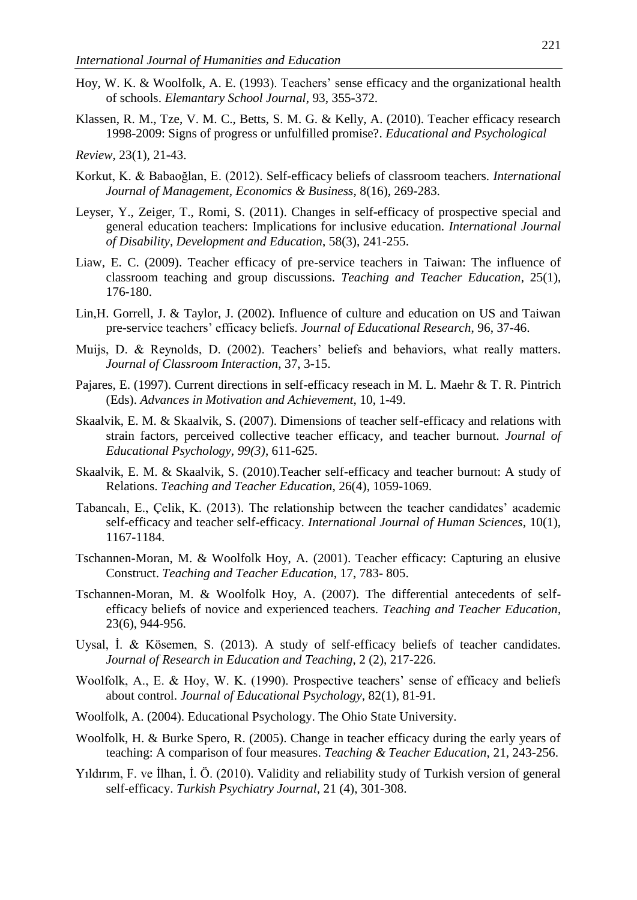Hoy, W. K. & Woolfolk, A. E. (1993). Teachers' sense efficacy and the organizational health of schools. *Elemantary School Journal*, 93, 355-372.

Klassen, R. M., Tze, V. M. C., Betts, S. M. G. & Kelly, A. (2010). Teacher efficacy research 1998-2009: Signs of progress or unfulfilled promise?. *Educational and Psychological Review*, 23(1), 21-43.

Korkut, K. & Babaoğlan, E. (2012). Self-efficacy beliefs of classroom teachers. *International Journal of Management, Economics & Business*, 8(16), 269-283.

Leyser, Y., Zeiger, T., Romi, S. (2011). Changes in self-efficacy of prospective special and general education teachers: Implications for inclusive education. *International Journal of Disability, Development and Education*, 58(3), 241-255.

Liaw, E. C. (2009). Teacher efficacy of pre-service teachers in Taiwan: The influence of classroom teaching and group discussions. *Teaching and Teacher Education*, 25(1), 176-180.

Lin,H. Gorrell, J. & Taylor, J. (2002). Influence of culture and education on US and Taiwan pre-service teachers' efficacy beliefs. *Journal of Educational Research*, 96, 37-46.

Muijs, D. & Reynolds, D. (2002). Teachers' beliefs and behaviors, what really matters. *Journal of Classroom Interaction*, 37, 3-15.

Pajares, E. (1997). Current directions in self-efficacy reseach in M. L. Maehr & T. R. Pintrich (Eds). *Advances in Motivation and Achievement*, 10, 1-49.

Skaalvik, E. M. & Skaalvik, S. (2007). Dimensions of teacher self-efficacy and relations with strain factors, perceived collective teacher efficacy, and teacher burnout. *Journal of Educational Psychology, 99(3)*, 611-625.

Skaalvik, E. M. & Skaalvik, S. (2010).Teacher self-efficacy and teacher burnout: A study of Relations. *Teaching and Teacher Education*, 26(4), 1059-1069.

Tabancalı, E., Çelik, K. (2013). The relationship between the teacher candidates' academic self-efficacy and teacher self-efficacy. *International Journal of Human Sciences*, 10(1), 1167-1184.

Tschannen-Moran, M. & Woolfolk Hoy, A. (2001). Teacher efficacy: Capturing an elusive Construct. *Teaching and Teacher Education*, 17, 783- 805.

Tschannen-Moran, M. & Woolfolk Hoy, A. (2007). The differential antecedents of self-efficacy beliefs of novice and experienced teachers. *Teaching and Teacher Education*, 23(6), 944-956.

Uysal, İ. & Kösemen, S. (2013). A study of self-efficacy beliefs of teacher candidates. *Journal of Research in Education and Teaching*, 2 (2), 217-226.

Woolfolk, A., E. & Hoy, W. K. (1990). Prospective teachers' sense of efficacy and beliefs about control. *Journal of Educational Psychology*, 82(1), 81-91.

Woolfolk, A. (2004). Educational Psychology. The Ohio State University.

Woolfolk, H. & Burke Spero, R. (2005). Change in teacher efficacy during the early years of teaching: A comparison of four measures. *Teaching & Teacher Education*, 21, 243-256.

Yıldırım, F. ve İlhan, İ. Ö. (2010). Validity and reliability study of Turkish version of general self-efficacy. *Turkish Psychiatry Journal*, 21 (4), 301-308.